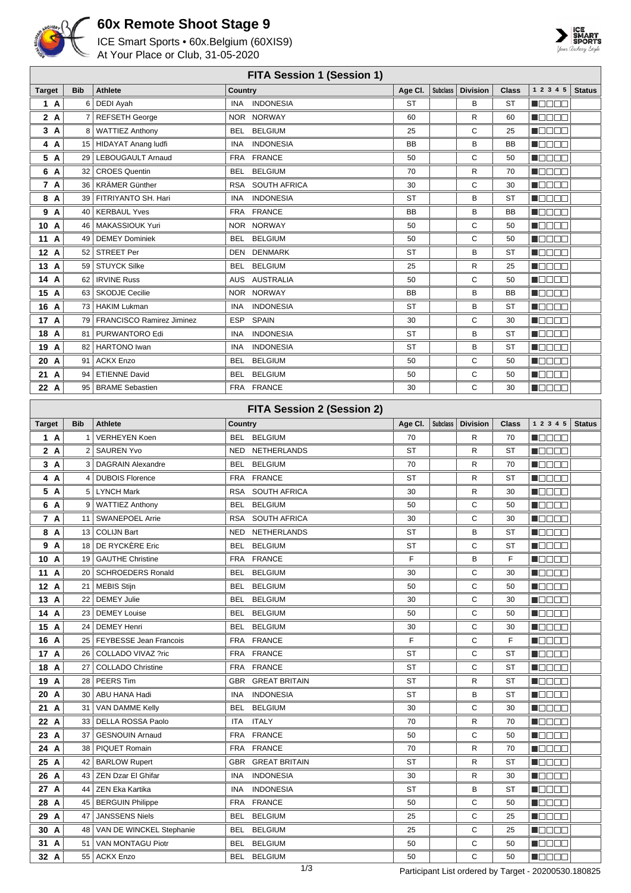# 60x Remote Shoot Stage 9

ICE Smart Sports • 60x.Belgium (60XIS9)
At Your Place or Club, 31-05-2020

## FITA Session 1 (Session 1)

| Target | Bib | Athlete | Country | | Age Cl. | Subclass | Division | Class | 1 2 3 4 5 | Status |
|---|---|---|---|---|---|---|---|---|---|---|
| 1 A | 6 | DEDI Ayah | INA | INDONESIA | ST | | B | ST | | |
| 2 A | 7 | REFSETH George | NOR | NORWAY | 60 | | R | 60 | | |
| 3 A | 8 | WATTIEZ Anthony | BEL | BELGIUM | 25 | | C | 25 | | |
| 4 A | 15 | HIDAYAT Anang ludfi | INA | INDONESIA | BB | | B | BB | | |
| 5 A | 29 | LEBOUGAULT Arnaud | FRA | FRANCE | 50 | | C | 50 | | |
| 6 A | 32 | CROES Quentin | BEL | BELGIUM | 70 | | R | 70 | | |
| 7 A | 36 | KRÄMER Günther | RSA | SOUTH AFRICA | 30 | | C | 30 | | |
| 8 A | 39 | FITRIYANTO SH. Hari | INA | INDONESIA | ST | | B | ST | | |
| 9 A | 40 | KERBAUL Yves | FRA | FRANCE | BB | | B | BB | | |
| 10 A | 46 | MAKASSIOUK Yuri | NOR | NORWAY | 50 | | C | 50 | | |
| 11 A | 49 | DEMEY Dominiek | BEL | BELGIUM | 50 | | C | 50 | | |
| 12 A | 52 | STREET Per | DEN | DENMARK | ST | | B | ST | | |
| 13 A | 59 | STUYCK Silke | BEL | BELGIUM | 25 | | R | 25 | | |
| 14 A | 62 | IRVINE Russ | AUS | AUSTRALIA | 50 | | C | 50 | | |
| 15 A | 63 | SKODJE Cecilie | NOR | NORWAY | BB | | B | BB | | |
| 16 A | 73 | HAKIM Lukman | INA | INDONESIA | ST | | B | ST | | |
| 17 A | 79 | FRANCISCO Ramirez Jiminez | ESP | SPAIN | 30 | | C | 30 | | |
| 18 A | 81 | PURWANTORO Edi | INA | INDONESIA | ST | | B | ST | | |
| 19 A | 82 | HARTONO Iwan | INA | INDONESIA | ST | | B | ST | | |
| 20 A | 91 | ACKX Enzo | BEL | BELGIUM | 50 | | C | 50 | | |
| 21 A | 94 | ETIENNE David | BEL | BELGIUM | 50 | | C | 50 | | |
| 22 A | 95 | BRAME Sebastien | FRA | FRANCE | 30 | | C | 30 | | |

## FITA Session 2 (Session 2)

| Target | Bib | Athlete | Country | | Age Cl. | Subclass | Division | Class | 1 2 3 4 5 | Status |
|---|---|---|---|---|---|---|---|---|---|---|
| 1 A | 1 | VERHEYEN Koen | BEL | BELGIUM | 70 | | R | 70 | | |
| 2 A | 2 | SAUREN Yvo | NED | NETHERLANDS | ST | | R | ST | | |
| 3 A | 3 | DAGRAIN Alexandre | BEL | BELGIUM | 70 | | R | 70 | | |
| 4 A | 4 | DUBOIS Florence | FRA | FRANCE | ST | | R | ST | | |
| 5 A | 5 | LYNCH Mark | RSA | SOUTH AFRICA | 30 | | R | 30 | | |
| 6 A | 9 | WATTIEZ Anthony | BEL | BELGIUM | 50 | | C | 50 | | |
| 7 A | 11 | SWANEPOEL Arrie | RSA | SOUTH AFRICA | 30 | | C | 30 | | |
| 8 A | 13 | COLIJN Bart | NED | NETHERLANDS | ST | | B | ST | | |
| 9 A | 18 | DE RYCKÈRE Eric | BEL | BELGIUM | ST | | C | ST | | |
| 10 A | 19 | GAUTHE Christine | FRA | FRANCE | F | | B | F | | |
| 11 A | 20 | SCHROEDERS Ronald | BEL | BELGIUM | 30 | | C | 30 | | |
| 12 A | 21 | MEBIS Stijn | BEL | BELGIUM | 50 | | C | 50 | | |
| 13 A | 22 | DEMEY Julie | BEL | BELGIUM | 30 | | C | 30 | | |
| 14 A | 23 | DEMEY Louise | BEL | BELGIUM | 50 | | C | 50 | | |
| 15 A | 24 | DEMEY Henri | BEL | BELGIUM | 30 | | C | 30 | | |
| 16 A | 25 | FEYBESSE Jean Francois | FRA | FRANCE | F | | C | F | | |
| 17 A | 26 | COLLADO VIVAZ ?ric | FRA | FRANCE | ST | | C | ST | | |
| 18 A | 27 | COLLADO Christine | FRA | FRANCE | ST | | C | ST | | |
| 19 A | 28 | PEERS Tim | GBR | GREAT BRITAIN | ST | | R | ST | | |
| 20 A | 30 | ABU HANA Hadi | INA | INDONESIA | ST | | B | ST | | |
| 21 A | 31 | VAN DAMME Kelly | BEL | BELGIUM | 30 | | C | 30 | | |
| 22 A | 33 | DELLA ROSSA Paolo | ITA | ITALY | 70 | | R | 70 | | |
| 23 A | 37 | GESNOUIN Arnaud | FRA | FRANCE | 50 | | C | 50 | | |
| 24 A | 38 | PIQUET Romain | FRA | FRANCE | 70 | | R | 70 | | |
| 25 A | 42 | BARLOW Rupert | GBR | GREAT BRITAIN | ST | | R | ST | | |
| 26 A | 43 | ZEN Dzar El Ghifar | INA | INDONESIA | 30 | | R | 30 | | |
| 27 A | 44 | ZEN Eka Kartika | INA | INDONESIA | ST | | B | ST | | |
| 28 A | 45 | BERGUIN Philippe | FRA | FRANCE | 50 | | C | 50 | | |
| 29 A | 47 | JANSSENS Niels | BEL | BELGIUM | 25 | | C | 25 | | |
| 30 A | 48 | VAN DE WINCKEL Stephanie | BEL | BELGIUM | 25 | | C | 25 | | |
| 31 A | 51 | VAN MONTAGU Piotr | BEL | BELGIUM | 50 | | C | 50 | | |
| 32 A | 55 | ACKX Enzo | BEL | BELGIUM | 50 | | C | 50 | | |

Participant List ordered by Target - 20200530.180825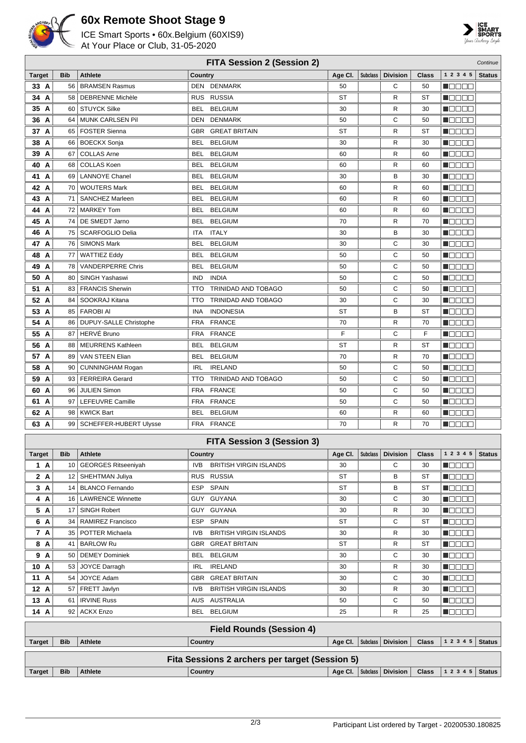# 60x Remote Shoot Stage 9

ICE Smart Sports • 60x.Belgium (60XIS9)
At Your Place or Club, 31-05-2020

## FITA Session 2 (Session 2)

*Continue*

| Target | Bib | Athlete | Country | Age Cl. | Subclass | Division | Class | 1 2 3 4 5 | Status |
|---|---|---|---|---|---|---|---|---|---|
| 33 A | 56 | BRAMSEN Rasmus | DEN DENMARK | 50 | | C | 50 | | |
| 34 A | 58 | DEBRENNE Michèle | RUS RUSSIA | ST | | R | ST | | |
| 35 A | 60 | STUYCK Silke | BEL BELGIUM | 30 | | R | 30 | | |
| 36 A | 64 | MUNK CARLSEN Pil | DEN DENMARK | 50 | | C | 50 | | |
| 37 A | 65 | FOSTER Sienna | GBR GREAT BRITAIN | ST | | R | ST | | |
| 38 A | 66 | BOECKX Sonja | BEL BELGIUM | 30 | | R | 30 | | |
| 39 A | 67 | COLLAS Arne | BEL BELGIUM | 60 | | R | 60 | | |
| 40 A | 68 | COLLAS Koen | BEL BELGIUM | 60 | | R | 60 | | |
| 41 A | 69 | LANNOYE Chanel | BEL BELGIUM | 30 | | B | 30 | | |
| 42 A | 70 | WOUTERS Mark | BEL BELGIUM | 60 | | R | 60 | | |
| 43 A | 71 | SANCHEZ Marleen | BEL BELGIUM | 60 | | R | 60 | | |
| 44 A | 72 | MARKEY Tom | BEL BELGIUM | 60 | | R | 60 | | |
| 45 A | 74 | DE SMEDT Jarno | BEL BELGIUM | 70 | | R | 70 | | |
| 46 A | 75 | SCARFOGLIO Delia | ITA ITALY | 30 | | B | 30 | | |
| 47 A | 76 | SIMONS Mark | BEL BELGIUM | 30 | | C | 30 | | |
| 48 A | 77 | WATTIEZ Eddy | BEL BELGIUM | 50 | | C | 50 | | |
| 49 A | 78 | VANDERPERRE Chris | BEL BELGIUM | 50 | | C | 50 | | |
| 50 A | 80 | SINGH Yashaswi | IND INDIA | 50 | | C | 50 | | |
| 51 A | 83 | FRANCIS Sherwin | TTO TRINIDAD AND TOBAGO | 50 | | C | 50 | | |
| 52 A | 84 | SOOKRAJ Kitana | TTO TRINIDAD AND TOBAGO | 30 | | C | 30 | | |
| 53 A | 85 | FAROBI Al | INA INDONESIA | ST | | B | ST | | |
| 54 A | 86 | DUPUY-SALLE Christophe | FRA FRANCE | 70 | | R | 70 | | |
| 55 A | 87 | HERVÉ Bruno | FRA FRANCE | F | | C | F | | |
| 56 A | 88 | MEURRENS Kathleen | BEL BELGIUM | ST | | R | ST | | |
| 57 A | 89 | VAN STEEN Elian | BEL BELGIUM | 70 | | R | 70 | | |
| 58 A | 90 | CUNNINGHAM Rogan | IRL IRELAND | 50 | | C | 50 | | |
| 59 A | 93 | FERREIRA Gerard | TTO TRINIDAD AND TOBAGO | 50 | | C | 50 | | |
| 60 A | 96 | JULIEN Simon | FRA FRANCE | 50 | | C | 50 | | |
| 61 A | 97 | LEFEUVRE Camille | FRA FRANCE | 50 | | C | 50 | | |
| 62 A | 98 | KWICK Bart | BEL BELGIUM | 60 | | R | 60 | | |
| 63 A | 99 | SCHEFFER-HUBERT Ulysse | FRA FRANCE | 70 | | R | 70 | | |

## FITA Session 3 (Session 3)

| Target | Bib | Athlete | Country | Age Cl. | Subclass | Division | Class | 1 2 3 4 5 | Status |
|---|---|---|---|---|---|---|---|---|---|
| 1 A | 10 | GEORGES Ritseeniyah | IVB BRITISH VIRGIN ISLANDS | 30 | | C | 30 | | |
| 2 A | 12 | SHEHTMAN Juliya | RUS RUSSIA | ST | | B | ST | | |
| 3 A | 14 | BLANCO Fernando | ESP SPAIN | ST | | B | ST | | |
| 4 A | 16 | LAWRENCE Winnette | GUY GUYANA | 30 | | C | 30 | | |
| 5 A | 17 | SINGH Robert | GUY GUYANA | 30 | | R | 30 | | |
| 6 A | 34 | RAMIREZ Francisco | ESP SPAIN | ST | | C | ST | | |
| 7 A | 35 | POTTER Michaela | IVB BRITISH VIRGIN ISLANDS | 30 | | R | 30 | | |
| 8 A | 41 | BARLOW Ru | GBR GREAT BRITAIN | ST | | R | ST | | |
| 9 A | 50 | DEMEY Dominiek | BEL BELGIUM | 30 | | C | 30 | | |
| 10 A | 53 | JOYCE Darragh | IRL IRELAND | 30 | | R | 30 | | |
| 11 A | 54 | JOYCE Adam | GBR GREAT BRITAIN | 30 | | C | 30 | | |
| 12 A | 57 | FRETT Javlyn | IVB BRITISH VIRGIN ISLANDS | 30 | | R | 30 | | |
| 13 A | 61 | IRVINE Russ | AUS AUSTRALIA | 50 | | C | 50 | | |
| 14 A | 92 | ACKX Enzo | BEL BELGIUM | 25 | | R | 25 | | |

## Field Rounds (Session 4)

| Target | Bib | Athlete | Country | Age Cl. | Subclass | Division | Class | 1 2 3 4 5 | Status |
|---|---|---|---|---|---|---|---|---|---|

## Fita Sessions 2 archers per target (Session 5)

| Target | Bib | Athlete | Country | Age Cl. | Subclass | Division | Class | 1 2 3 4 5 | Status |
|---|---|---|---|---|---|---|---|---|---|

Participant List ordered by Target - 20200530.180825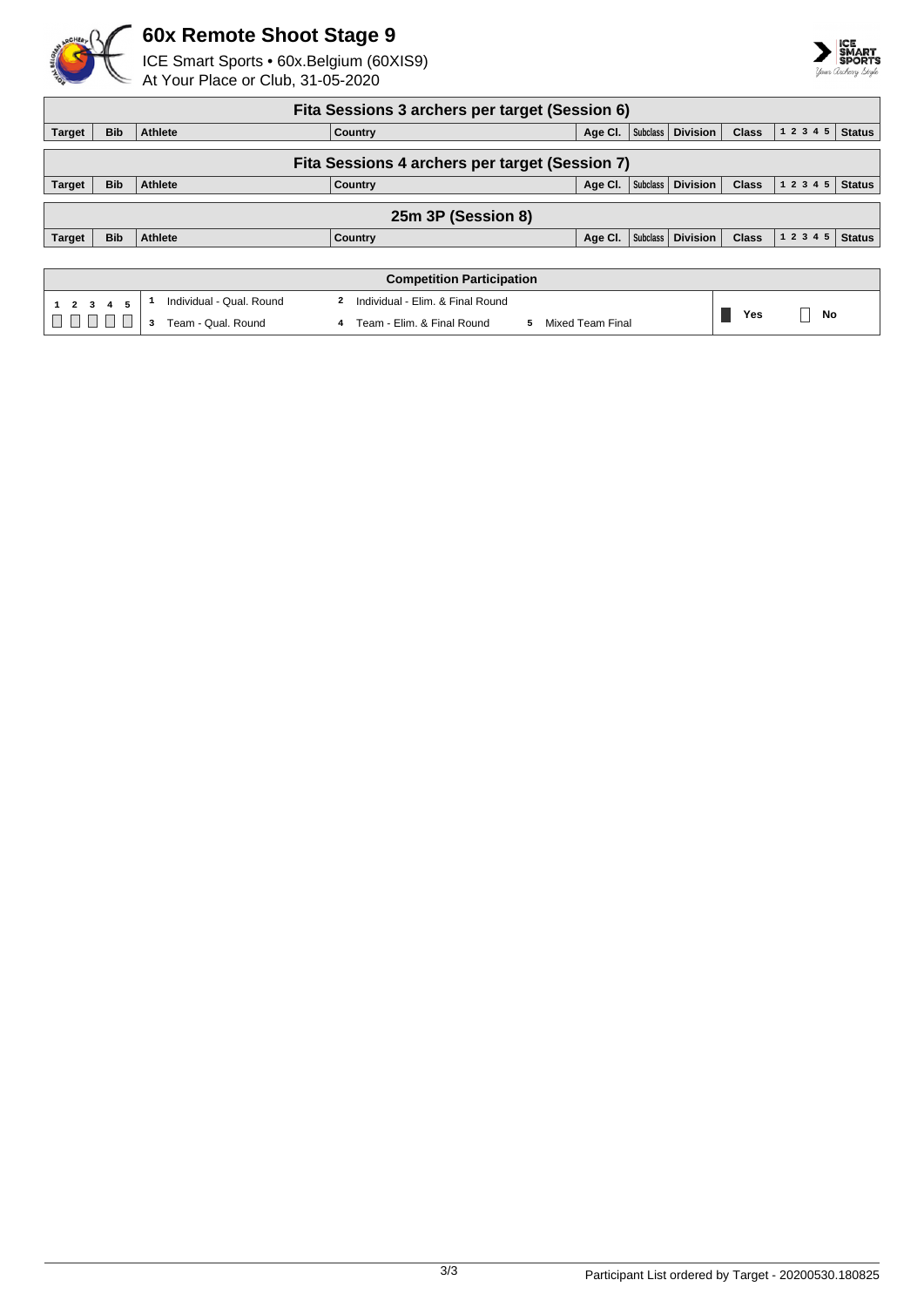# 60x Remote Shoot Stage 9

ICE Smart Sports • 60x.Belgium (60XIS9)
At Your Place or Club, 31-05-2020

## Fita Sessions 3 archers per target (Session 6)

| Target | Bib | Athlete | Country | Age Cl. | Subclass | Division | Class | 1 2 3 4 5 | Status |
|---|---|---|---|---|---|---|---|---|---|

## Fita Sessions 4 archers per target (Session 7)

| Target | Bib | Athlete | Country | Age Cl. | Subclass | Division | Class | 1 2 3 4 5 | Status |
|---|---|---|---|---|---|---|---|---|---|

## 25m 3P (Session 8)

| Target | Bib | Athlete | Country | Age Cl. | Subclass | Division | Class | 1 2 3 4 5 | Status |
|---|---|---|---|---|---|---|---|---|---|

## Competition Participation

| 1 2 3 4 5 | | | |
|---|---|---|---|
| 1 Individual - Qual. Round | 2 Individual - Elim. & Final Round | | Yes / No |
| 3 Team - Qual. Round | 4 Team - Elim. & Final Round | 5 Mixed Team Final | |

Participant List ordered by Target - 20200530.180825